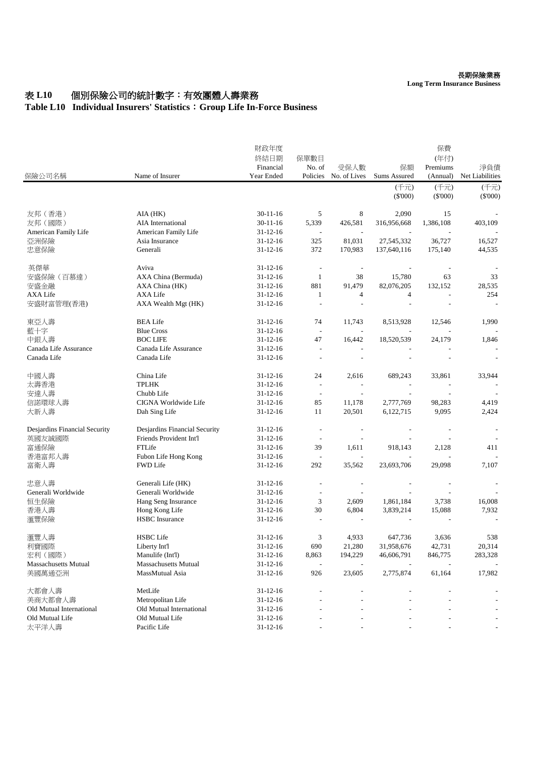長期保險業務
**Long Term Insurance Business**

# 表 L10　個別保險公司的統計數字：有效團體人壽業務
# Table L10 Individual Insurers' Statistics：Group Life In-Force Business

| 保險公司名稱 | Name of Insurer | 財政年度終結日期 Financial Year Ended | 保單數目 No. of Policies | 受保人數 No. of Lives | 保額 Sums Assured | 保費 (年付) Premiums (Annual) | 淨負債 Net Liabilities |
|---|---|---|---|---|---|---|---|
| | | | | | (千元) ($'000) | (千元) ($'000) | (千元) ($'000) |
| 友邦（香港） | AIA (HK) | 30-11-16 | 5 | 8 | 2,090 | 15 | - |
| 友邦（國際） | AIA International | 30-11-16 | 5,339 | 426,581 | 316,956,668 | 1,386,108 | 403,109 |
| American Family Life | American Family Life | 31-12-16 | - | - | - | - | - |
| 亞洲保險 | Asia Insurance | 31-12-16 | 325 | 81,031 | 27,545,332 | 36,727 | 16,527 |
| 忠意保險 | Generali | 31-12-16 | 372 | 170,983 | 137,640,116 | 175,140 | 44,535 |
| 英傑華 | Aviva | 31-12-16 | - | - | - | - | - |
| 安盛保險（百慕達） | AXA China (Bermuda) | 31-12-16 | 1 | 38 | 15,780 | 63 | 33 |
| 安盛金融 | AXA China (HK) | 31-12-16 | 881 | 91,479 | 82,076,205 | 132,152 | 28,535 |
| AXA Life | AXA Life | 31-12-16 | 1 | 4 | 4 | - | 254 |
| 安盛財富管理(香港) | AXA Wealth Mgt (HK) | 31-12-16 | - | - | - | - | - |
| 東亞人壽 | BEA Life | 31-12-16 | 74 | 11,743 | 8,513,928 | 12,546 | 1,990 |
| 藍十字 | Blue Cross | 31-12-16 | - | - | - | - | - |
| 中銀人壽 | BOC LIFE | 31-12-16 | 47 | 16,442 | 18,520,539 | 24,179 | 1,846 |
| Canada Life Assurance | Canada Life Assurance | 31-12-16 | - | - | - | - | - |
| Canada Life | Canada Life | 31-12-16 | - | - | - | - | - |
| 中國人壽 | China Life | 31-12-16 | 24 | 2,616 | 689,243 | 33,861 | 33,944 |
| 太壽香港 | TPLHK | 31-12-16 | - | - | - | - | - |
| 安達人壽 | Chubb Life | 31-12-16 | - | - | - | - | - |
| 信諾環球人壽 | CIGNA Worldwide Life | 31-12-16 | 85 | 11,178 | 2,777,769 | 98,283 | 4,419 |
| 大新人壽 | Dah Sing Life | 31-12-16 | 11 | 20,501 | 6,122,715 | 9,095 | 2,424 |
| Desjardins Financial Security | Desjardins Financial Security | 31-12-16 | - | - | - | - | - |
| 英國友誠國際 | Friends Provident Int'l | 31-12-16 | - | - | - | - | - |
| 富通保險 | FTLife | 31-12-16 | 39 | 1,611 | 918,143 | 2,128 | 411 |
| 香港富邦人壽 | Fubon Life Hong Kong | 31-12-16 | - | - | - | - | - |
| 富衛人壽 | FWD Life | 31-12-16 | 292 | 35,562 | 23,693,706 | 29,098 | 7,107 |
| 忠意人壽 | Generali Life (HK) | 31-12-16 | - | - | - | - | - |
| Generali Worldwide | Generali Worldwide | 31-12-16 | - | - | - | - | - |
| 恒生保險 | Hang Seng Insurance | 31-12-16 | 3 | 2,609 | 1,861,184 | 3,738 | 16,008 |
| 香港人壽 | Hong Kong Life | 31-12-16 | 30 | 6,804 | 3,839,214 | 15,088 | 7,932 |
| 滙豐保險 | HSBC Insurance | 31-12-16 | - | - | - | - | - |
| 滙豐人壽 | HSBC Life | 31-12-16 | 3 | 4,933 | 647,736 | 3,636 | 538 |
| 利寶國際 | Liberty Int'l | 31-12-16 | 690 | 21,280 | 31,958,676 | 42,731 | 20,314 |
| 宏利（國際） | Manulife (Int'l) | 31-12-16 | 8,863 | 194,229 | 46,606,791 | 846,775 | 283,328 |
| Massachusetts Mutual | Massachusetts Mutual | 31-12-16 | - | - | - | - | - |
| 美國萬通亞洲 | MassMutual Asia | 31-12-16 | 926 | 23,605 | 2,775,874 | 61,164 | 17,982 |
| 大都會人壽 | MetLife | 31-12-16 | - | - | - | - | - |
| 美商大都會人壽 | Metropolitan Life | 31-12-16 | - | - | - | - | - |
| Old Mutual International | Old Mutual International | 31-12-16 | - | - | - | - | - |
| Old Mutual Life | Old Mutual Life | 31-12-16 | - | - | - | - | - |
| 太平洋人壽 | Pacific Life | 31-12-16 | - | - | - | - | - |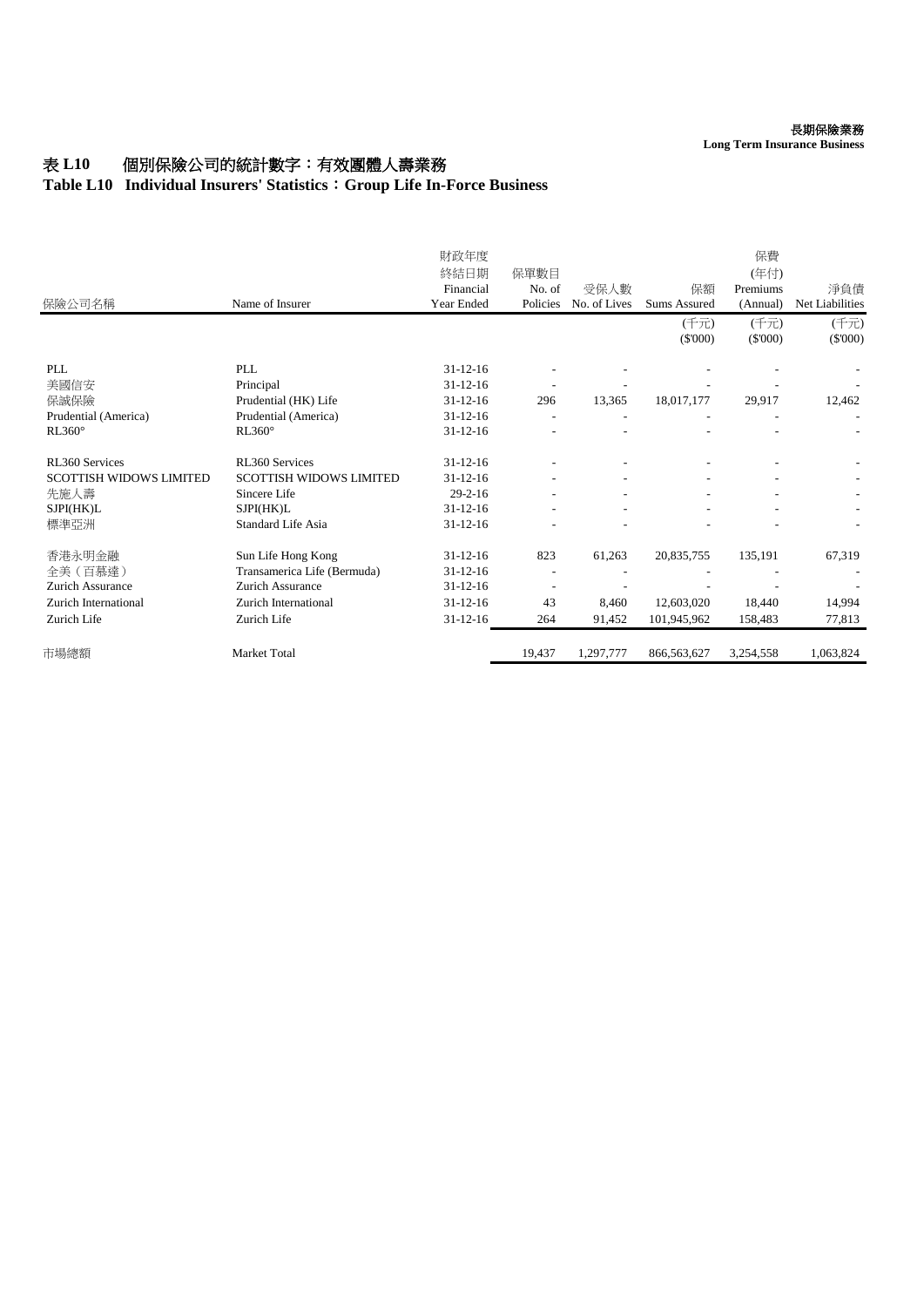# 表 L10　個別保險公司的統計數字：有效團體人壽業務

# Table L10　Individual Insurers' Statistics：Group Life In-Force Business

| 保險公司名稱 | Name of Insurer | 財政年度終結日期 Financial Year Ended | 保單數目 No. of Policies | 受保人數 No. of Lives | 保額 Sums Assured | 保費 (年付) Premiums (Annual) | 淨負債 Net Liabilities |
|---|---|---|---|---|---|---|---|
| | | | | | (千元) ($'000) | (千元) ($'000) | (千元) ($'000) |
| PLL | PLL | 31-12-16 | - | - | - | - | - |
| 美國信安 | Principal | 31-12-16 | - | - | - | - | - |
| 保誠保險 | Prudential (HK) Life | 31-12-16 | 296 | 13,365 | 18,017,177 | 29,917 | 12,462 |
| Prudential (America) | Prudential (America) | 31-12-16 | - | - | - | - | - |
| RL360° | RL360° | 31-12-16 | - | - | - | - | - |
| RL360 Services | RL360 Services | 31-12-16 | - | - | - | - | - |
| SCOTTISH WIDOWS LIMITED | SCOTTISH WIDOWS LIMITED | 31-12-16 | - | - | - | - | - |
| 先施人壽 | Sincere Life | 29-2-16 | - | - | - | - | - |
| SJPI(HK)L | SJPI(HK)L | 31-12-16 | - | - | - | - | - |
| 標準亞洲 | Standard Life Asia | 31-12-16 | - | - | - | - | - |
| 香港永明金融 | Sun Life Hong Kong | 31-12-16 | 823 | 61,263 | 20,835,755 | 135,191 | 67,319 |
| 全美（百慕達） | Transamerica Life (Bermuda) | 31-12-16 | - | - | - | - | - |
| Zurich Assurance | Zurich Assurance | 31-12-16 | - | - | - | - | - |
| Zurich International | Zurich International | 31-12-16 | 43 | 8,460 | 12,603,020 | 18,440 | 14,994 |
| Zurich Life | Zurich Life | 31-12-16 | 264 | 91,452 | 101,945,962 | 158,483 | 77,813 |
| 市場總額 | Market Total | | 19,437 | 1,297,777 | 866,563,627 | 3,254,558 | 1,063,824 |